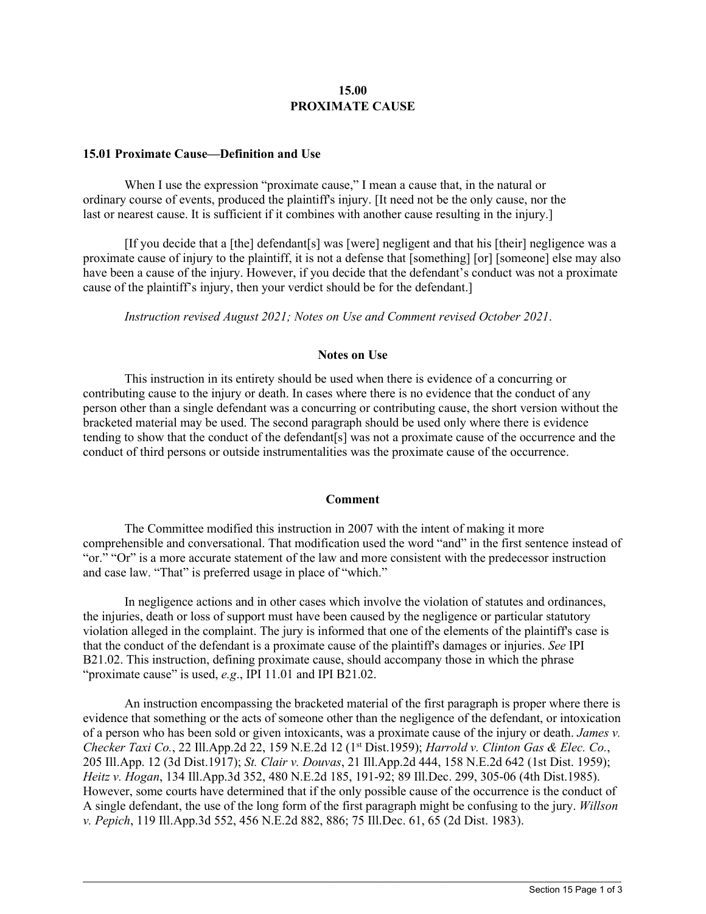# 15.00
# PROXIMATE CAUSE

## 15.01 Proximate Cause—Definition and Use

When I use the expression "proximate cause," I mean a cause that, in the natural or ordinary course of events, produced the plaintiff's injury. [It need not be the only cause, nor the last or nearest cause. It is sufficient if it combines with another cause resulting in the injury.]

[If you decide that a [the] defendant[s] was [were] negligent and that his [their] negligence was a proximate cause of injury to the plaintiff, it is not a defense that [something] [or] [someone] else may also have been a cause of the injury. However, if you decide that the defendant's conduct was not a proximate cause of the plaintiff's injury, then your verdict should be for the defendant.]

*Instruction revised August 2021; Notes on Use and Comment revised October 2021.*

### Notes on Use

This instruction in its entirety should be used when there is evidence of a concurring or contributing cause to the injury or death. In cases where there is no evidence that the conduct of any person other than a single defendant was a concurring or contributing cause, the short version without the bracketed material may be used. The second paragraph should be used only where there is evidence tending to show that the conduct of the defendant[s] was not a proximate cause of the occurrence and the conduct of third persons or outside instrumentalities was the proximate cause of the occurrence.

### Comment

The Committee modified this instruction in 2007 with the intent of making it more comprehensible and conversational. That modification used the word "and" in the first sentence instead of "or." "Or" is a more accurate statement of the law and more consistent with the predecessor instruction and case law. "That" is preferred usage in place of "which."

In negligence actions and in other cases which involve the violation of statutes and ordinances, the injuries, death or loss of support must have been caused by the negligence or particular statutory violation alleged in the complaint. The jury is informed that one of the elements of the plaintiff's case is that the conduct of the defendant is a proximate cause of the plaintiff's damages or injuries. *See* IPI B21.02. This instruction, defining proximate cause, should accompany those in which the phrase "proximate cause" is used, *e.g*., IPI 11.01 and IPI B21.02.

An instruction encompassing the bracketed material of the first paragraph is proper where there is evidence that something or the acts of someone other than the negligence of the defendant, or intoxication of a person who has been sold or given intoxicants, was a proximate cause of the injury or death. *James v. Checker Taxi Co.*, 22 Ill.App.2d 22, 159 N.E.2d 12 (1st Dist.1959); *Harrold v. Clinton Gas & Elec. Co.*, 205 Ill.App. 12 (3d Dist.1917); *St. Clair v. Douvas*, 21 Ill.App.2d 444, 158 N.E.2d 642 (1st Dist. 1959); *Heitz v. Hogan*, 134 Ill.App.3d 352, 480 N.E.2d 185, 191-92; 89 Ill.Dec. 299, 305-06 (4th Dist.1985). However, some courts have determined that if the only possible cause of the occurrence is the conduct of A single defendant, the use of the long form of the first paragraph might be confusing to the jury. *Willson v. Pepich*, 119 Ill.App.3d 552, 456 N.E.2d 882, 886; 75 Ill.Dec. 61, 65 (2d Dist. 1983).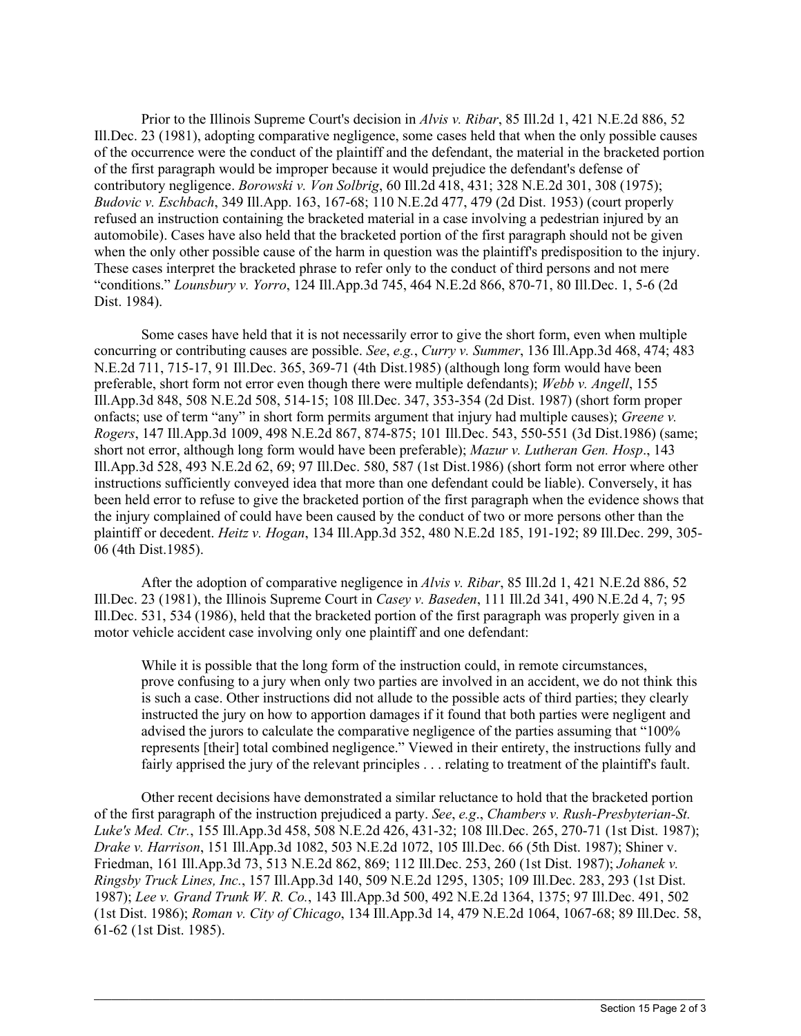Prior to the Illinois Supreme Court's decision in *Alvis v. Ribar*, 85 Ill.2d 1, 421 N.E.2d 886, 52 Ill.Dec. 23 (1981), adopting comparative negligence, some cases held that when the only possible causes of the occurrence were the conduct of the plaintiff and the defendant, the material in the bracketed portion of the first paragraph would be improper because it would prejudice the defendant's defense of contributory negligence. *Borowski v. Von Solbrig*, 60 Ill.2d 418, 431; 328 N.E.2d 301, 308 (1975); *Budovic v. Eschbach*, 349 Ill.App. 163, 167-68; 110 N.E.2d 477, 479 (2d Dist. 1953) (court properly refused an instruction containing the bracketed material in a case involving a pedestrian injured by an automobile). Cases have also held that the bracketed portion of the first paragraph should not be given when the only other possible cause of the harm in question was the plaintiff's predisposition to the injury. These cases interpret the bracketed phrase to refer only to the conduct of third persons and not mere "conditions." *Lounsbury v. Yorro*, 124 Ill.App.3d 745, 464 N.E.2d 866, 870-71, 80 Ill.Dec. 1, 5-6 (2d Dist. 1984).

Some cases have held that it is not necessarily error to give the short form, even when multiple concurring or contributing causes are possible. *See*, *e.g.*, *Curry v. Summer*, 136 Ill.App.3d 468, 474; 483 N.E.2d 711, 715-17, 91 Ill.Dec. 365, 369-71 (4th Dist.1985) (although long form would have been preferable, short form not error even though there were multiple defendants); *Webb v. Angell*, 155 Ill.App.3d 848, 508 N.E.2d 508, 514-15; 108 Ill.Dec. 347, 353-354 (2d Dist. 1987) (short form proper onfacts; use of term "any" in short form permits argument that injury had multiple causes); *Greene v. Rogers*, 147 Ill.App.3d 1009, 498 N.E.2d 867, 874-875; 101 Ill.Dec. 543, 550-551 (3d Dist.1986) (same; short not error, although long form would have been preferable); *Mazur v. Lutheran Gen. Hosp*., 143 Ill.App.3d 528, 493 N.E.2d 62, 69; 97 Ill.Dec. 580, 587 (1st Dist.1986) (short form not error where other instructions sufficiently conveyed idea that more than one defendant could be liable). Conversely, it has been held error to refuse to give the bracketed portion of the first paragraph when the evidence shows that the injury complained of could have been caused by the conduct of two or more persons other than the plaintiff or decedent. *Heitz v. Hogan*, 134 Ill.App.3d 352, 480 N.E.2d 185, 191-192; 89 Ill.Dec. 299, 305-06 (4th Dist.1985).

After the adoption of comparative negligence in *Alvis v. Ribar*, 85 Ill.2d 1, 421 N.E.2d 886, 52 Ill.Dec. 23 (1981), the Illinois Supreme Court in *Casey v. Baseden*, 111 Ill.2d 341, 490 N.E.2d 4, 7; 95 Ill.Dec. 531, 534 (1986), held that the bracketed portion of the first paragraph was properly given in a motor vehicle accident case involving only one plaintiff and one defendant:

> While it is possible that the long form of the instruction could, in remote circumstances, prove confusing to a jury when only two parties are involved in an accident, we do not think this is such a case. Other instructions did not allude to the possible acts of third parties; they clearly instructed the jury on how to apportion damages if it found that both parties were negligent and advised the jurors to calculate the comparative negligence of the parties assuming that "100% represents [their] total combined negligence." Viewed in their entirety, the instructions fully and fairly apprised the jury of the relevant principles . . . relating to treatment of the plaintiff's fault.

Other recent decisions have demonstrated a similar reluctance to hold that the bracketed portion of the first paragraph of the instruction prejudiced a party. *See*, *e.g*., *Chambers v. Rush-Presbyterian-St. Luke's Med. Ctr.*, 155 Ill.App.3d 458, 508 N.E.2d 426, 431-32; 108 Ill.Dec. 265, 270-71 (1st Dist. 1987); *Drake v. Harrison*, 151 Ill.App.3d 1082, 503 N.E.2d 1072, 105 Ill.Dec. 66 (5th Dist. 1987); Shiner v. Friedman, 161 Ill.App.3d 73, 513 N.E.2d 862, 869; 112 Ill.Dec. 253, 260 (1st Dist. 1987); *Johanek v. Ringsby Truck Lines, Inc.*, 157 Ill.App.3d 140, 509 N.E.2d 1295, 1305; 109 Ill.Dec. 283, 293 (1st Dist. 1987); *Lee v. Grand Trunk W. R. Co.*, 143 Ill.App.3d 500, 492 N.E.2d 1364, 1375; 97 Ill.Dec. 491, 502 (1st Dist. 1986); *Roman v. City of Chicago*, 134 Ill.App.3d 14, 479 N.E.2d 1064, 1067-68; 89 Ill.Dec. 58, 61-62 (1st Dist. 1985).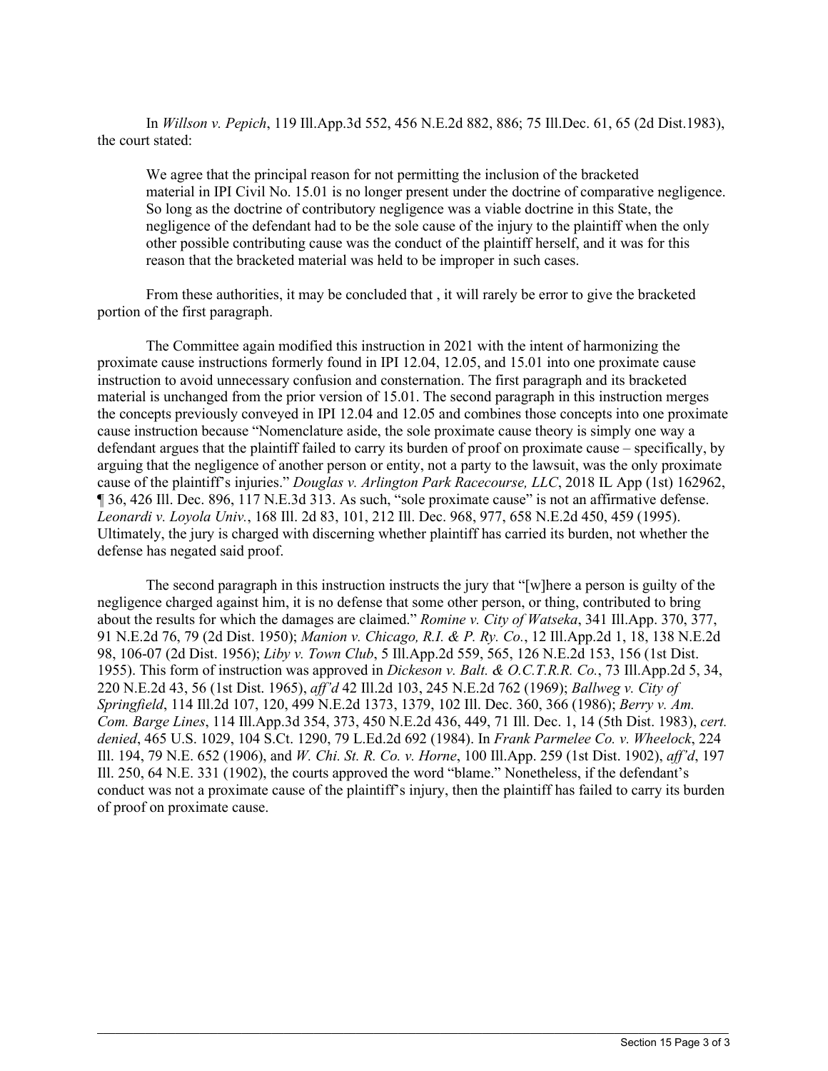In *Willson v. Pepich*, 119 Ill.App.3d 552, 456 N.E.2d 882, 886; 75 Ill.Dec. 61, 65 (2d Dist.1983), the court stated:

> We agree that the principal reason for not permitting the inclusion of the bracketed material in IPI Civil No. 15.01 is no longer present under the doctrine of comparative negligence. So long as the doctrine of contributory negligence was a viable doctrine in this State, the negligence of the defendant had to be the sole cause of the injury to the plaintiff when the only other possible contributing cause was the conduct of the plaintiff herself, and it was for this reason that the bracketed material was held to be improper in such cases.

From these authorities, it may be concluded that , it will rarely be error to give the bracketed portion of the first paragraph.

The Committee again modified this instruction in 2021 with the intent of harmonizing the proximate cause instructions formerly found in IPI 12.04, 12.05, and 15.01 into one proximate cause instruction to avoid unnecessary confusion and consternation. The first paragraph and its bracketed material is unchanged from the prior version of 15.01. The second paragraph in this instruction merges the concepts previously conveyed in IPI 12.04 and 12.05 and combines those concepts into one proximate cause instruction because "Nomenclature aside, the sole proximate cause theory is simply one way a defendant argues that the plaintiff failed to carry its burden of proof on proximate cause – specifically, by arguing that the negligence of another person or entity, not a party to the lawsuit, was the only proximate cause of the plaintiff's injuries." *Douglas v. Arlington Park Racecourse, LLC*, 2018 IL App (1st) 162962, ¶ 36, 426 Ill. Dec. 896, 117 N.E.3d 313. As such, "sole proximate cause" is not an affirmative defense. *Leonardi v. Loyola Univ.*, 168 Ill. 2d 83, 101, 212 Ill. Dec. 968, 977, 658 N.E.2d 450, 459 (1995). Ultimately, the jury is charged with discerning whether plaintiff has carried its burden, not whether the defense has negated said proof.

The second paragraph in this instruction instructs the jury that "[w]here a person is guilty of the negligence charged against him, it is no defense that some other person, or thing, contributed to bring about the results for which the damages are claimed." *Romine v. City of Watseka*, 341 Ill.App. 370, 377, 91 N.E.2d 76, 79 (2d Dist. 1950); *Manion v. Chicago, R.I. & P. Ry. Co.*, 12 Ill.App.2d 1, 18, 138 N.E.2d 98, 106-07 (2d Dist. 1956); *Liby v. Town Club*, 5 Ill.App.2d 559, 565, 126 N.E.2d 153, 156 (1st Dist. 1955). This form of instruction was approved in *Dickeson v. Balt. & O.C.T.R.R. Co.*, 73 Ill.App.2d 5, 34, 220 N.E.2d 43, 56 (1st Dist. 1965), *aff'd* 42 Ill.2d 103, 245 N.E.2d 762 (1969); *Ballweg v. City of Springfield*, 114 Ill.2d 107, 120, 499 N.E.2d 1373, 1379, 102 Ill. Dec. 360, 366 (1986); *Berry v. Am. Com. Barge Lines*, 114 Ill.App.3d 354, 373, 450 N.E.2d 436, 449, 71 Ill. Dec. 1, 14 (5th Dist. 1983), *cert. denied*, 465 U.S. 1029, 104 S.Ct. 1290, 79 L.Ed.2d 692 (1984). In *Frank Parmelee Co. v. Wheelock*, 224 Ill. 194, 79 N.E. 652 (1906), and *W. Chi. St. R. Co. v. Horne*, 100 Ill.App. 259 (1st Dist. 1902), *aff'd*, 197 Ill. 250, 64 N.E. 331 (1902), the courts approved the word "blame." Nonetheless, if the defendant's conduct was not a proximate cause of the plaintiff's injury, then the plaintiff has failed to carry its burden of proof on proximate cause.